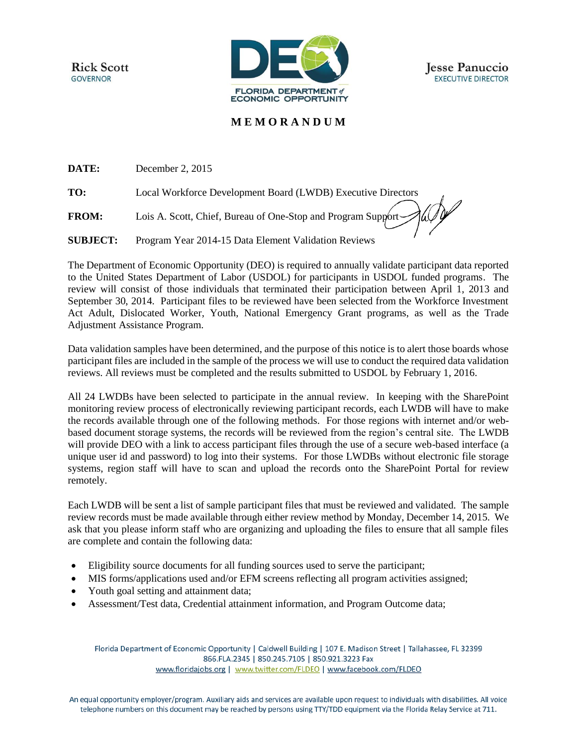Rick Scott
GOVERNOR

FLORIDA DEPARTMENT of ECONOMIC OPPORTUNITY

Jesse Panuccio
EXECUTIVE DIRECTOR

# MEMORANDUM

**DATE:** December 2, 2015

**TO:** Local Workforce Development Board (LWDB) Executive Directors

**FROM:** Lois A. Scott, Chief, Bureau of One-Stop and Program Support

**SUBJECT:** Program Year 2014-15 Data Element Validation Reviews

The Department of Economic Opportunity (DEO) is required to annually validate participant data reported to the United States Department of Labor (USDOL) for participants in USDOL funded programs. The review will consist of those individuals that terminated their participation between April 1, 2013 and September 30, 2014. Participant files to be reviewed have been selected from the Workforce Investment Act Adult, Dislocated Worker, Youth, National Emergency Grant programs, as well as the Trade Adjustment Assistance Program.

Data validation samples have been determined, and the purpose of this notice is to alert those boards whose participant files are included in the sample of the process we will use to conduct the required data validation reviews. All reviews must be completed and the results submitted to USDOL by February 1, 2016.

All 24 LWDBs have been selected to participate in the annual review. In keeping with the SharePoint monitoring review process of electronically reviewing participant records, each LWDB will have to make the records available through one of the following methods. For those regions with internet and/or web-based document storage systems, the records will be reviewed from the region's central site. The LWDB will provide DEO with a link to access participant files through the use of a secure web-based interface (a unique user id and password) to log into their systems. For those LWDBs without electronic file storage systems, region staff will have to scan and upload the records onto the SharePoint Portal for review remotely.

Each LWDB will be sent a list of sample participant files that must be reviewed and validated. The sample review records must be made available through either review method by Monday, December 14, 2015. We ask that you please inform staff who are organizing and uploading the files to ensure that all sample files are complete and contain the following data:

- Eligibility source documents for all funding sources used to serve the participant;
- MIS forms/applications used and/or EFM screens reflecting all program activities assigned;
- Youth goal setting and attainment data;
- Assessment/Test data, Credential attainment information, and Program Outcome data;

Florida Department of Economic Opportunity | Caldwell Building | 107 E. Madison Street | Tallahassee, FL 32399
866.FLA.2345 | 850.245.7105 | 850.921.3223 Fax
www.floridajobs.org | www.twitter.com/FLDEO | www.facebook.com/FLDEO

An equal opportunity employer/program. Auxiliary aids and services are available upon request to individuals with disabilities. All voice telephone numbers on this document may be reached by persons using TTY/TDD equipment via the Florida Relay Service at 711.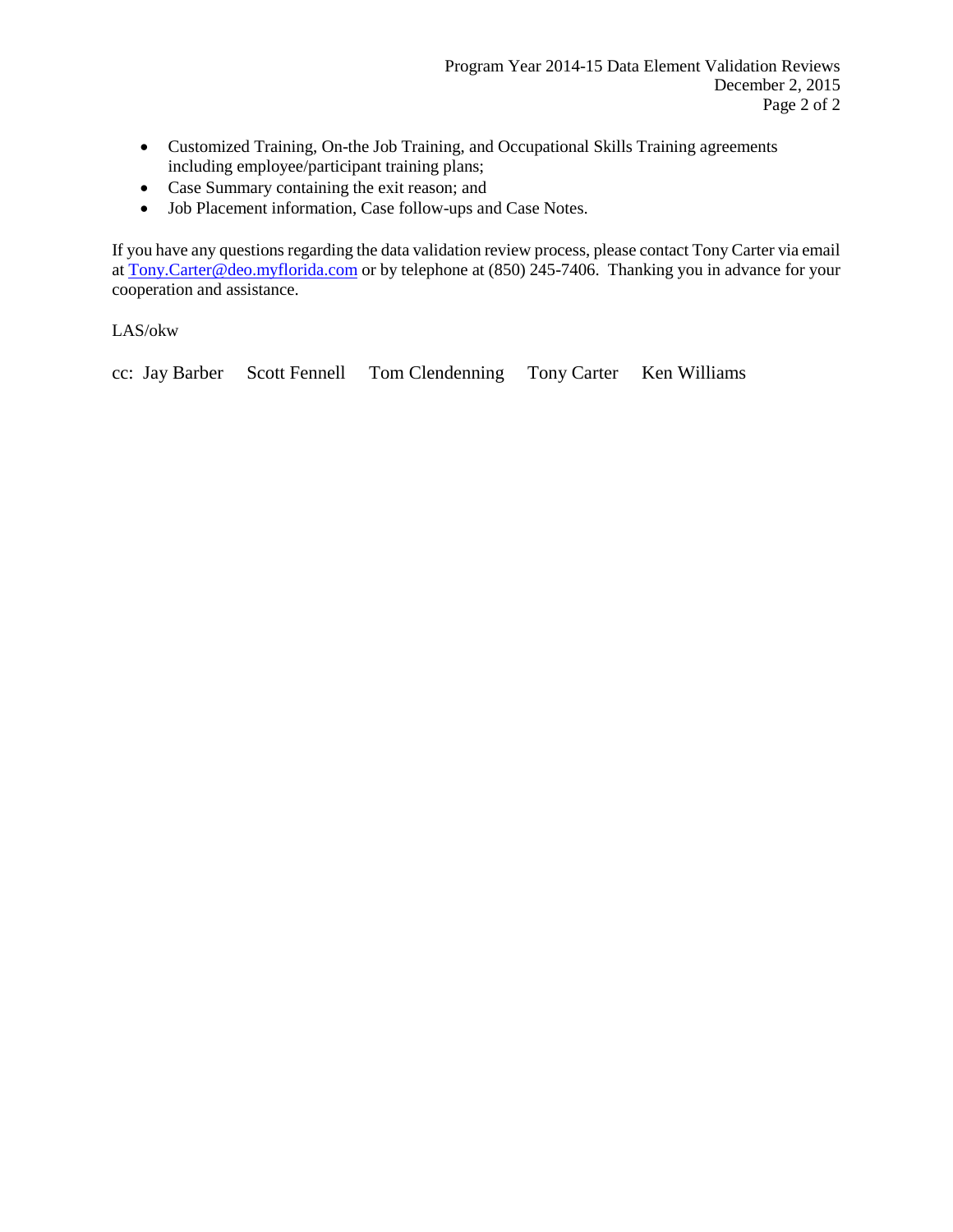- Customized Training, On-the Job Training, and Occupational Skills Training agreements including employee/participant training plans;
- Case Summary containing the exit reason; and
- Job Placement information, Case follow-ups and Case Notes.

If you have any questions regarding the data validation review process, please contact Tony Carter via email at Tony.Carter@deo.myflorida.com or by telephone at (850) 245-7406. Thanking you in advance for your cooperation and assistance.

LAS/okw

cc: Jay Barber Scott Fennell Tom Clendenning Tony Carter Ken Williams